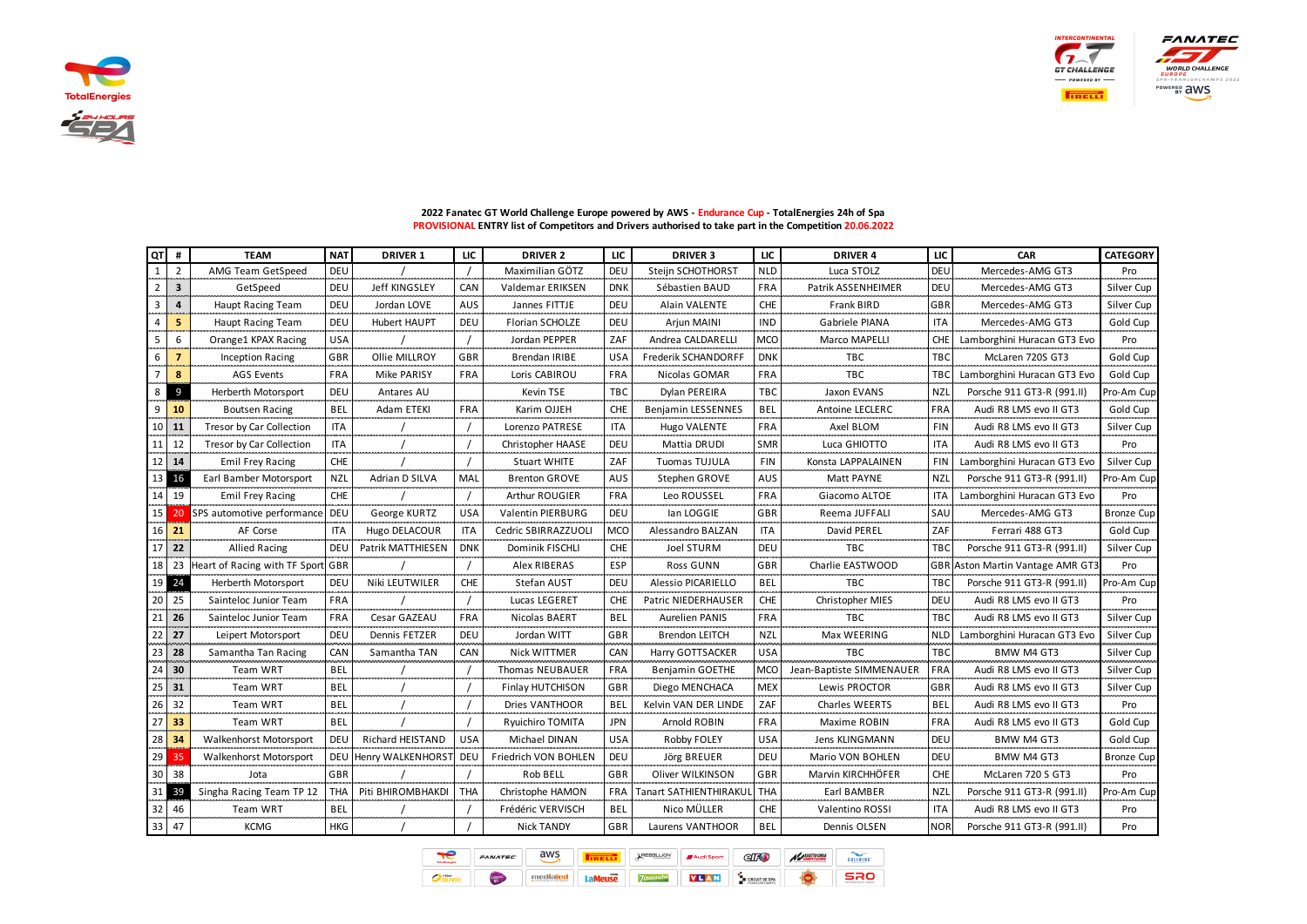**2022 Fanatec GT World Challenge Europe powered by AWS - Endurance Cup - TotalEnergies 24h of Spa**

**PROVISIONAL ENTRY list of Competitors and Drivers authorised to take part in the Competition 20.06.2022**

| QT | # | TEAM | NAT | DRIVER 1 | LIC | DRIVER 2 | LIC | DRIVER 3 | LIC | DRIVER 4 | LIC | CAR | CATEGORY |
|---|---|---|---|---|---|---|---|---|---|---|---|---|---|
| 1 | 2 | AMG Team GetSpeed | DEU | / | / | Maximilian GÖTZ | DEU | Steijn SCHOTHORST | NLD | Luca STOLZ | DEU | Mercedes-AMG GT3 | Pro |
| 2 | 3 | GetSpeed | DEU | Jeff KINGSLEY | CAN | Valdemar ERIKSEN | DNK | Sébastien BAUD | FRA | Patrik ASSENHEIMER | DEU | Mercedes-AMG GT3 | Silver Cup |
| 3 | 4 | Haupt Racing Team | DEU | Jordan LOVE | AUS | Jannes FITTJE | DEU | Alain VALENTE | CHE | Frank BIRD | GBR | Mercedes-AMG GT3 | Silver Cup |
| 4 | 5 | Haupt Racing Team | DEU | Hubert HAUPT | DEU | Florian SCHOLZE | DEU | Arjun MAINI | IND | Gabriele PIANA | ITA | Mercedes-AMG GT3 | Gold Cup |
| 5 | 6 | Orange1 KPAX Racing | USA | / | / | Jordan PEPPER | ZAF | Andrea CALDARELLI | MCO | Marco MAPELLI | CHE | Lamborghini Huracan GT3 Evo | Pro |
| 6 | 7 | Inception Racing | GBR | Ollie MILLROY | GBR | Brendan IRIBE | USA | Frederik SCHANDORFF | DNK | TBC | TBC | McLaren 720S GT3 | Gold Cup |
| 7 | 8 | AGS Events | FRA | Mike PARISY | FRA | Loris CABIROU | FRA | Nicolas GOMAR | FRA | TBC | TBC | Lamborghini Huracan GT3 Evo | Gold Cup |
| 8 | 9 | Herberth Motorsport | DEU | Antares AU | | Kevin TSE | TBC | Dylan PEREIRA | TBC | Jaxon EVANS | NZL | Porsche 911 GT3-R (991.II) | Pro-Am Cup |
| 9 | 10 | Boutsen Racing | BEL | Adam ETEKI | FRA | Karim OJJEH | CHE | Benjamin LESSENNES | BEL | Antoine LECLERC | FRA | Audi R8 LMS evo II GT3 | Gold Cup |
| 10 | 11 | Tresor by Car Collection | ITA | / | / | Lorenzo PATRESE | ITA | Hugo VALENTE | FRA | Axel BLOM | FIN | Audi R8 LMS evo II GT3 | Silver Cup |
| 11 | 12 | Tresor by Car Collection | ITA | / | / | Christopher HAASE | DEU | Mattia DRUDI | SMR | Luca GHIOTTO | ITA | Audi R8 LMS evo II GT3 | Pro |
| 12 | 14 | Emil Frey Racing | CHE | / | / | Stuart WHITE | ZAF | Tuomas TUJULA | FIN | Konsta LAPPALAINEN | FIN | Lamborghini Huracan GT3 Evo | Silver Cup |
| 13 | 16 | Earl Bamber Motorsport | NZL | Adrian D SILVA | MAL | Brenton GROVE | AUS | Stephen GROVE | AUS | Matt PAYNE | NZL | Porsche 911 GT3-R (991.II) | Pro-Am Cup |
| 14 | 19 | Emil Frey Racing | CHE | / | / | Arthur ROUGIER | FRA | Leo ROUSSEL | FRA | Giacomo ALTOE | ITA | Lamborghini Huracan GT3 Evo | Pro |
| 15 | 20 | SPS automotive performance | DEU | George KURTZ | USA | Valentin PIERBURG | DEU | Ian LOGGIE | GBR | Reema JUFFALI | SAU | Mercedes-AMG GT3 | Bronze Cup |
| 16 | 21 | AF Corse | ITA | Hugo DELACOUR | ITA | Cedric SBIRRAZZUOLI | MCO | Alessandro BALZAN | ITA | David PEREL | ZAF | Ferrari 488 GT3 | Gold Cup |
| 17 | 22 | Allied Racing | DEU | Patrik MATTHIESEN | DNK | Dominik FISCHLI | CHE | Joel STURM | DEU | TBC | TBC | Porsche 911 GT3-R (991.II) | Silver Cup |
| 18 | 23 | Heart of Racing with TF Sport | GBR | / | / | Alex RIBERAS | ESP | Ross GUNN | GBR | Charlie EASTWOOD | GBR | Aston Martin Vantage AMR GT3 | Pro |
| 19 | 24 | Herberth Motorsport | DEU | Niki LEUTWILER | CHE | Stefan AUST | DEU | Alessio PICARIELLO | BEL | TBC | TBC | Porsche 911 GT3-R (991.II) | Pro-Am Cup |
| 20 | 25 | Sainteloc Junior Team | FRA | / | / | Lucas LEGERET | CHE | Patric NIEDERHAUSER | CHE | Christopher MIES | DEU | Audi R8 LMS evo II GT3 | Pro |
| 21 | 26 | Sainteloc Junior Team | FRA | Cesar GAZEAU | FRA | Nicolas BAERT | BEL | Aurelien PANIS | FRA | TBC | TBC | Audi R8 LMS evo II GT3 | Silver Cup |
| 22 | 27 | Leipert Motorsport | DEU | Dennis FETZER | DEU | Jordan WITT | GBR | Brendon LEITCH | NZL | Max WEERING | NLD | Lamborghini Huracan GT3 Evo | Silver Cup |
| 23 | 28 | Samantha Tan Racing | CAN | Samantha TAN | CAN | Nick WITTMER | CAN | Harry GOTTSACKER | USA | TBC | TBC | BMW M4 GT3 | Silver Cup |
| 24 | 30 | Team WRT | BEL | / | / | Thomas NEUBAUER | FRA | Benjamin GOETHE | MCO | Jean-Baptiste SIMMENAUER | FRA | Audi R8 LMS evo II GT3 | Silver Cup |
| 25 | 31 | Team WRT | BEL | / | / | Finlay HUTCHISON | GBR | Diego MENCHACA | MEX | Lewis PROCTOR | GBR | Audi R8 LMS evo II GT3 | Silver Cup |
| 26 | 32 | Team WRT | BEL | / | / | Dries VANTHOOR | BEL | Kelvin VAN DER LINDE | ZAF | Charles WEERTS | BEL | Audi R8 LMS evo II GT3 | Pro |
| 27 | 33 | Team WRT | BEL | / | / | Ryuichiro TOMITA | JPN | Arnold ROBIN | FRA | Maxime ROBIN | FRA | Audi R8 LMS evo II GT3 | Gold Cup |
| 28 | 34 | Walkenhorst Motorsport | DEU | Richard HEISTAND | USA | Michael DINAN | USA | Robby FOLEY | USA | Jens KLINGMANN | DEU | BMW M4 GT3 | Gold Cup |
| 29 | 35 | Walkenhorst Motorsport | DEU | Henry WALKENHORST | DEU | Friedrich VON BOHLEN | DEU | Jörg BREUER | DEU | Mario VON BOHLEN | DEU | BMW M4 GT3 | Bronze Cup |
| 30 | 38 | Jota | GBR | / | / | Rob BELL | GBR | Oliver WILKINSON | GBR | Marvin KIRCHHÖFER | CHE | McLaren 720 S GT3 | Pro |
| 31 | 39 | Singha Racing Team TP 12 | THA | Piti BHIROMBHAKDI | THA | Christophe HAMON | FRA | Tanart SATHIENTHIRAKUL | THA | Earl BAMBER | NZL | Porsche 911 GT3-R (991.II) | Pro-Am Cup |
| 32 | 46 | Team WRT | BEL | / | / | Frédéric VERVISCH | BEL | Nico MÜLLER | CHE | Valentino ROSSI | ITA | Audi R8 LMS evo II GT3 | Pro |
| 33 | 47 | KCMG | HKG | / | / | Nick TANDY | GBR | Laurens VANTHOOR | BEL | Dennis OLSEN | NOR | Porsche 911 GT3-R (991.II) | Pro |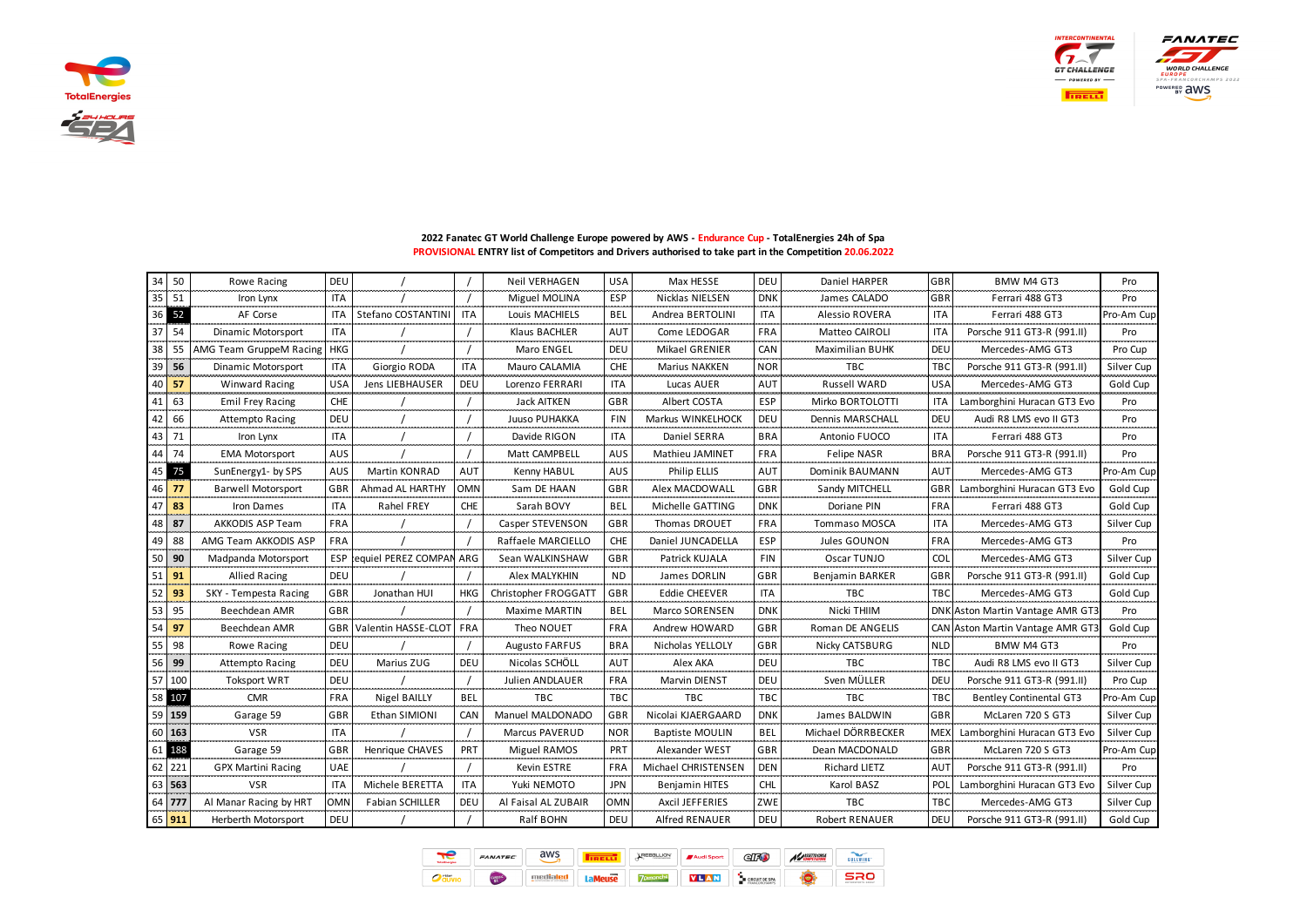**2022 Fanatec GT World Challenge Europe powered by AWS - Endurance Cup - TotalEnergies 24h of Spa**
**PROVISIONAL ENTRY list of Competitors and Drivers authorised to take part in the Competition 20.06.2022**

| | | | | | | | | | | | | | |
|---|---|---|---|---|---|---|---|---|---|---|---|---|---|
| 34 | 50 | Rowe Racing | DEU | / | / | Neil VERHAGEN | USA | Max HESSE | DEU | Daniel HARPER | GBR | BMW M4 GT3 | Pro |
| 35 | 51 | Iron Lynx | ITA | / | / | Miguel MOLINA | ESP | Nicklas NIELSEN | DNK | James CALADO | GBR | Ferrari 488 GT3 | Pro |
| 36 | 52 | AF Corse | ITA | Stefano COSTANTINI | ITA | Louis MACHIELS | BEL | Andrea BERTOLINI | ITA | Alessio ROVERA | ITA | Ferrari 488 GT3 | Pro-Am Cup |
| 37 | 54 | Dinamic Motorsport | ITA | / | / | Klaus BACHLER | AUT | Come LEDOGAR | FRA | Matteo CAIROLI | ITA | Porsche 911 GT3-R (991.II) | Pro |
| 38 | 55 | AMG Team GruppeM Racing | HKG | / | / | Maro ENGEL | DEU | Mikael GRENIER | CAN | Maximilian BUHK | DEU | Mercedes-AMG GT3 | Pro Cup |
| 39 | 56 | Dinamic Motorsport | ITA | Giorgio RODA | ITA | Mauro CALAMIA | CHE | Marius NAKKEN | NOR | TBC | TBC | Porsche 911 GT3-R (991.II) | Silver Cup |
| 40 | 57 | Winward Racing | USA | Jens LIEBHAUSER | DEU | Lorenzo FERRARI | ITA | Lucas AUER | AUT | Russell WARD | USA | Mercedes-AMG GT3 | Gold Cup |
| 41 | 63 | Emil Frey Racing | CHE | / | / | Jack AITKEN | GBR | Albert COSTA | ESP | Mirko BORTOLOTTI | ITA | Lamborghini Huracan GT3 Evo | Pro |
| 42 | 66 | Attempto Racing | DEU | / | / | Juuso PUHAKKA | FIN | Markus WINKELHOCK | DEU | Dennis MARSCHALL | DEU | Audi R8 LMS evo II GT3 | Pro |
| 43 | 71 | Iron Lynx | ITA | / | / | Davide RIGON | ITA | Daniel SERRA | BRA | Antonio FUOCO | ITA | Ferrari 488 GT3 | Pro |
| 44 | 74 | EMA Motorsport | AUS | / | / | Matt CAMPBELL | AUS | Mathieu JAMINET | FRA | Felipe NASR | BRA | Porsche 911 GT3-R (991.II) | Pro |
| 45 | 75 | SunEnergy1- by SPS | AUS | Martin KONRAD | AUT | Kenny HABUL | AUS | Philip ELLIS | AUT | Dominik BAUMANN | AUT | Mercedes-AMG GT3 | Pro-Am Cup |
| 46 | 77 | Barwell Motorsport | GBR | Ahmad AL HARTHY | OMN | Sam DE HAAN | GBR | Alex MACDOWALL | GBR | Sandy MITCHELL | GBR | Lamborghini Huracan GT3 Evo | Gold Cup |
| 47 | 83 | Iron Dames | ITA | Rahel FREY | CHE | Sarah BOVY | BEL | Michelle GATTING | DNK | Doriane PIN | FRA | Ferrari 488 GT3 | Gold Cup |
| 48 | 87 | AKKODIS ASP Team | FRA | / | / | Casper STEVENSON | GBR | Thomas DROUET | FRA | Tommaso MOSCA | ITA | Mercedes-AMG GT3 | Silver Cup |
| 49 | 88 | AMG Team AKKODIS ASP | FRA | / | / | Raffaele MARCIELLO | CHE | Daniel JUNCADELLA | ESP | Jules GOUNON | FRA | Mercedes-AMG GT3 | Pro |
| 50 | 90 | Madpanda Motorsport | ESP | equiel PEREZ COMPAN | ARG | Sean WALKINSHAW | GBR | Patrick KUJALA | FIN | Oscar TUNJO | COL | Mercedes-AMG GT3 | Silver Cup |
| 51 | 91 | Allied Racing | DEU | / | / | Alex MALYKHIN | ND | James DORLIN | GBR | Benjamin BARKER | GBR | Porsche 911 GT3-R (991.II) | Gold Cup |
| 52 | 93 | SKY - Tempesta Racing | GBR | Jonathan HUI | HKG | Christopher FROGGATT | GBR | Eddie CHEEVER | ITA | TBC | TBC | Mercedes-AMG GT3 | Gold Cup |
| 53 | 95 | Beechdean AMR | GBR | / | / | Maxime MARTIN | BEL | Marco SORENSEN | DNK | Nicki THIIM | DNK | Aston Martin Vantage AMR GT3 | Pro |
| 54 | 97 | Beechdean AMR | GBR | Valentin HASSE-CLOT | FRA | Theo NOUET | FRA | Andrew HOWARD | GBR | Roman DE ANGELIS | CAN | Aston Martin Vantage AMR GT3 | Gold Cup |
| 55 | 98 | Rowe Racing | DEU | / | / | Augusto FARFUS | BRA | Nicholas YELLOLY | GBR | Nicky CATSBURG | NLD | BMW M4 GT3 | Pro |
| 56 | 99 | Attempto Racing | DEU | Marius ZUG | DEU | Nicolas SCHÖLL | AUT | Alex AKA | DEU | TBC | TBC | Audi R8 LMS evo II GT3 | Silver Cup |
| 57 | 100 | Toksport WRT | DEU | / | / | Julien ANDLAUER | FRA | Marvin DIENST | DEU | Sven MÜLLER | DEU | Porsche 911 GT3-R (991.II) | Pro Cup |
| 58 | 107 | CMR | FRA | Nigel BAILLY | BEL | TBC | TBC | TBC | TBC | TBC | TBC | Bentley Continental GT3 | Pro-Am Cup |
| 59 | 159 | Garage 59 | GBR | Ethan SIMIONI | CAN | Manuel MALDONADO | GBR | Nicolai KJAERGAARD | DNK | James BALDWIN | GBR | McLaren 720 S GT3 | Silver Cup |
| 60 | 163 | VSR | ITA | / | / | Marcus PAVERUD | NOR | Baptiste MOULIN | BEL | Michael DÖRRBECKER | MEX | Lamborghini Huracan GT3 Evo | Silver Cup |
| 61 | 188 | Garage 59 | GBR | Henrique CHAVES | PRT | Miguel RAMOS | PRT | Alexander WEST | GBR | Dean MACDONALD | GBR | McLaren 720 S GT3 | Pro-Am Cup |
| 62 | 221 | GPX Martini Racing | UAE | / | / | Kevin ESTRE | FRA | Michael CHRISTENSEN | DEN | Richard LIETZ | AUT | Porsche 911 GT3-R (991.II) | Pro |
| 63 | 563 | VSR | ITA | Michele BERETTA | ITA | Yuki NEMOTO | JPN | Benjamin HITES | CHL | Karol BASZ | POL | Lamborghini Huracan GT3 Evo | Silver Cup |
| 64 | 777 | Al Manar Racing by HRT | OMN | Fabian SCHILLER | DEU | Al Faisal AL ZUBAIR | OMN | Axcil JEFFERIES | ZWE | TBC | TBC | Mercedes-AMG GT3 | Silver Cup |
| 65 | 911 | Herberth Motorsport | DEU | / | / | Ralf BOHN | DEU | Alfred RENAUER | DEU | Robert RENAUER | DEU | Porsche 911 GT3-R (991.II) | Gold Cup |